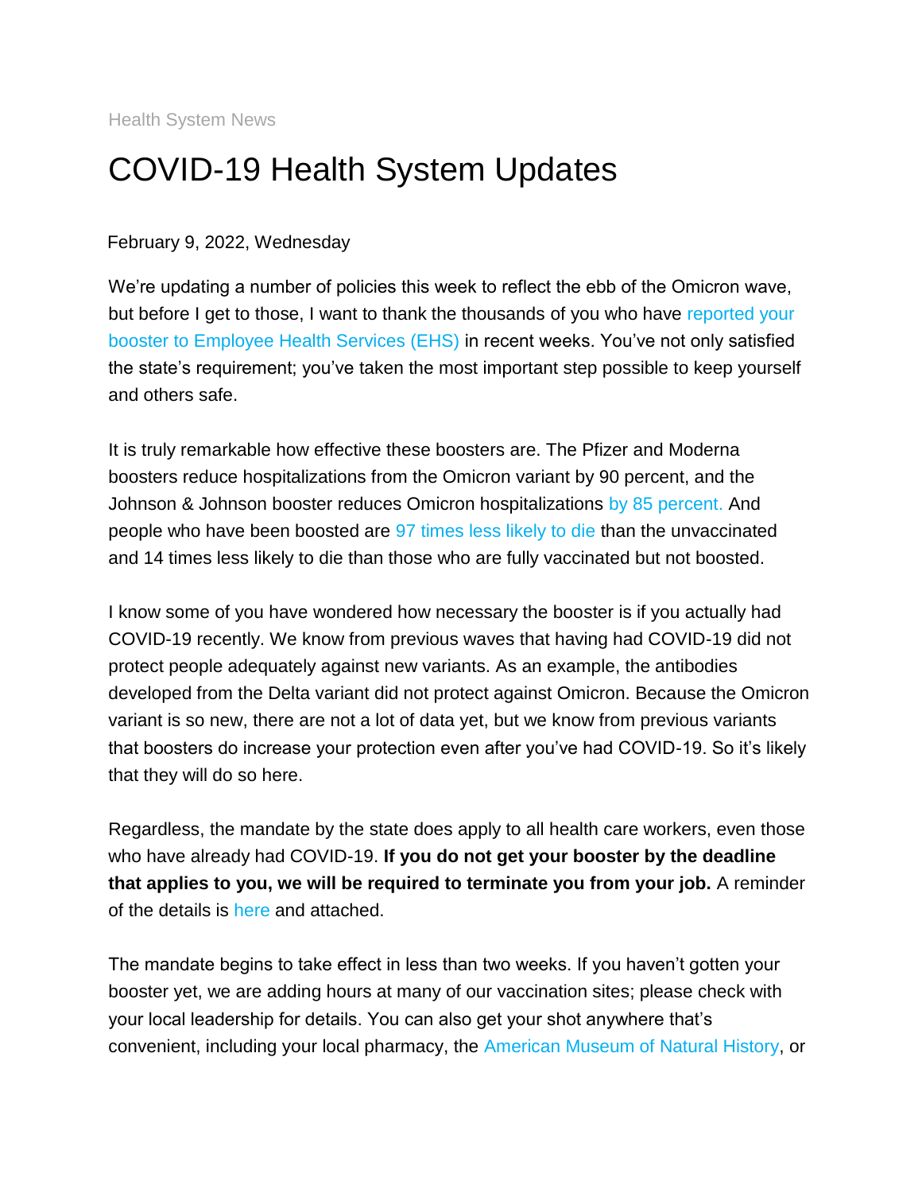Health System News

# COVID-19 Health System Updates

February 9, 2022, Wednesday

We're updating a number of policies this week to reflect the ebb of the Omicron wave, but before I get to those, I want to thank the thousands of you who have reported your booster to Employee Health Services (EHS) in recent weeks. You've not only satisfied the state's requirement; you've taken the most important step possible to keep yourself and others safe.

It is truly remarkable how effective these boosters are. The Pfizer and Moderna boosters reduce hospitalizations from the Omicron variant by 90 percent, and the Johnson & Johnson booster reduces Omicron hospitalizations by 85 percent. And people who have been boosted are 97 times less likely to die than the unvaccinated and 14 times less likely to die than those who are fully vaccinated but not boosted.

I know some of you have wondered how necessary the booster is if you actually had COVID-19 recently. We know from previous waves that having had COVID-19 did not protect people adequately against new variants. As an example, the antibodies developed from the Delta variant did not protect against Omicron. Because the Omicron variant is so new, there are not a lot of data yet, but we know from previous variants that boosters do increase your protection even after you've had COVID-19. So it's likely that they will do so here.

Regardless, the mandate by the state does apply to all health care workers, even those who have already had COVID-19. **If you do not get your booster by the deadline that applies to you, we will be required to terminate you from your job.** A reminder of the details is here and attached.

The mandate begins to take effect in less than two weeks. If you haven't gotten your booster yet, we are adding hours at many of our vaccination sites; please check with your local leadership for details. You can also get your shot anywhere that's convenient, including your local pharmacy, the American Museum of Natural History, or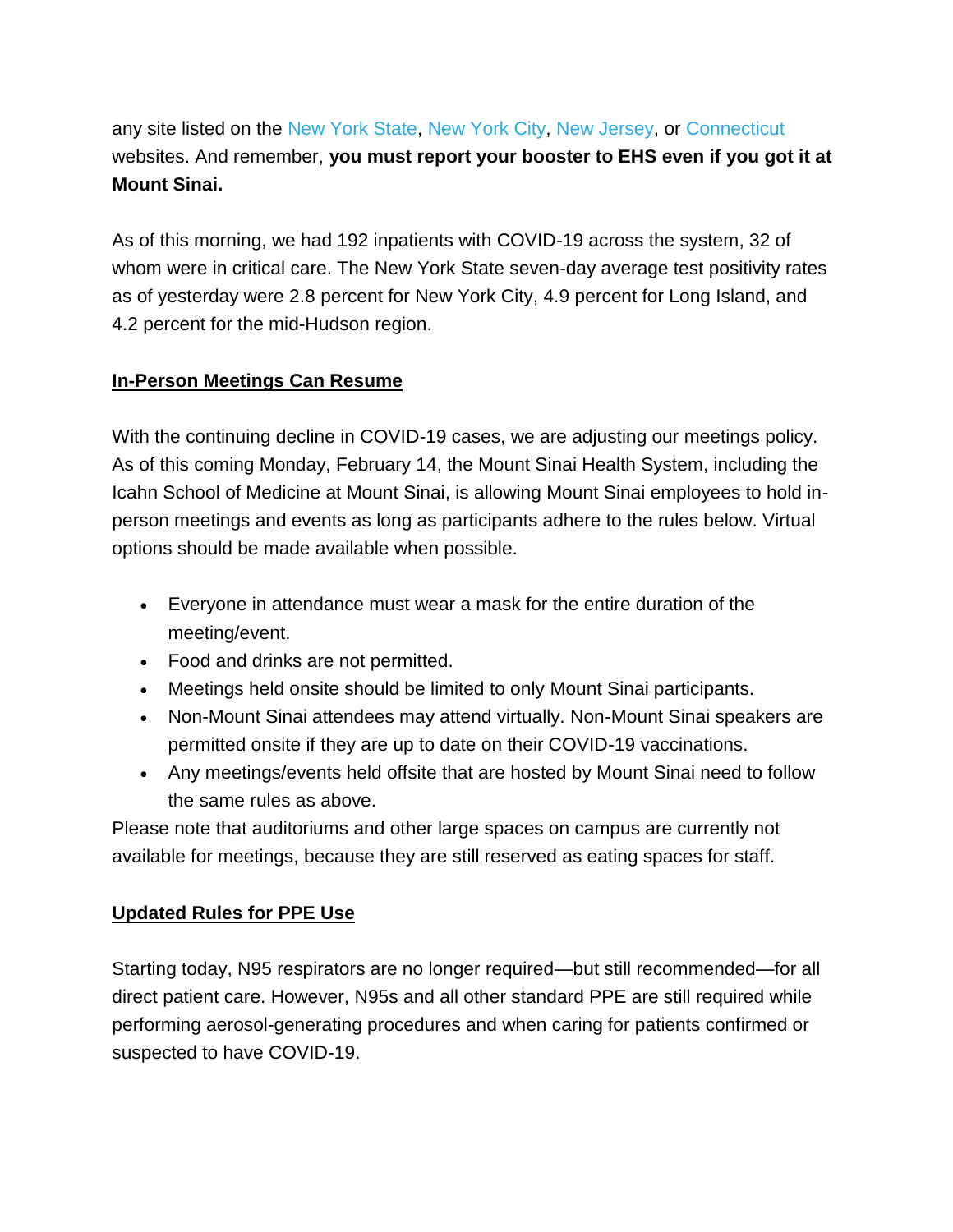any site listed on the New York State, New York City, New Jersey, or Connecticut websites. And remember, **you must report your booster to EHS even if you got it at Mount Sinai.**

As of this morning, we had 192 inpatients with COVID-19 across the system, 32 of whom were in critical care. The New York State seven-day average test positivity rates as of yesterday were 2.8 percent for New York City, 4.9 percent for Long Island, and 4.2 percent for the mid-Hudson region.

## In-Person Meetings Can Resume

With the continuing decline in COVID-19 cases, we are adjusting our meetings policy. As of this coming Monday, February 14, the Mount Sinai Health System, including the Icahn School of Medicine at Mount Sinai, is allowing Mount Sinai employees to hold in-person meetings and events as long as participants adhere to the rules below. Virtual options should be made available when possible.

- Everyone in attendance must wear a mask for the entire duration of the meeting/event.
- Food and drinks are not permitted.
- Meetings held onsite should be limited to only Mount Sinai participants.
- Non-Mount Sinai attendees may attend virtually. Non-Mount Sinai speakers are permitted onsite if they are up to date on their COVID-19 vaccinations.
- Any meetings/events held offsite that are hosted by Mount Sinai need to follow the same rules as above.

Please note that auditoriums and other large spaces on campus are currently not available for meetings, because they are still reserved as eating spaces for staff.

## Updated Rules for PPE Use

Starting today, N95 respirators are no longer required—but still recommended—for all direct patient care. However, N95s and all other standard PPE are still required while performing aerosol-generating procedures and when caring for patients confirmed or suspected to have COVID-19.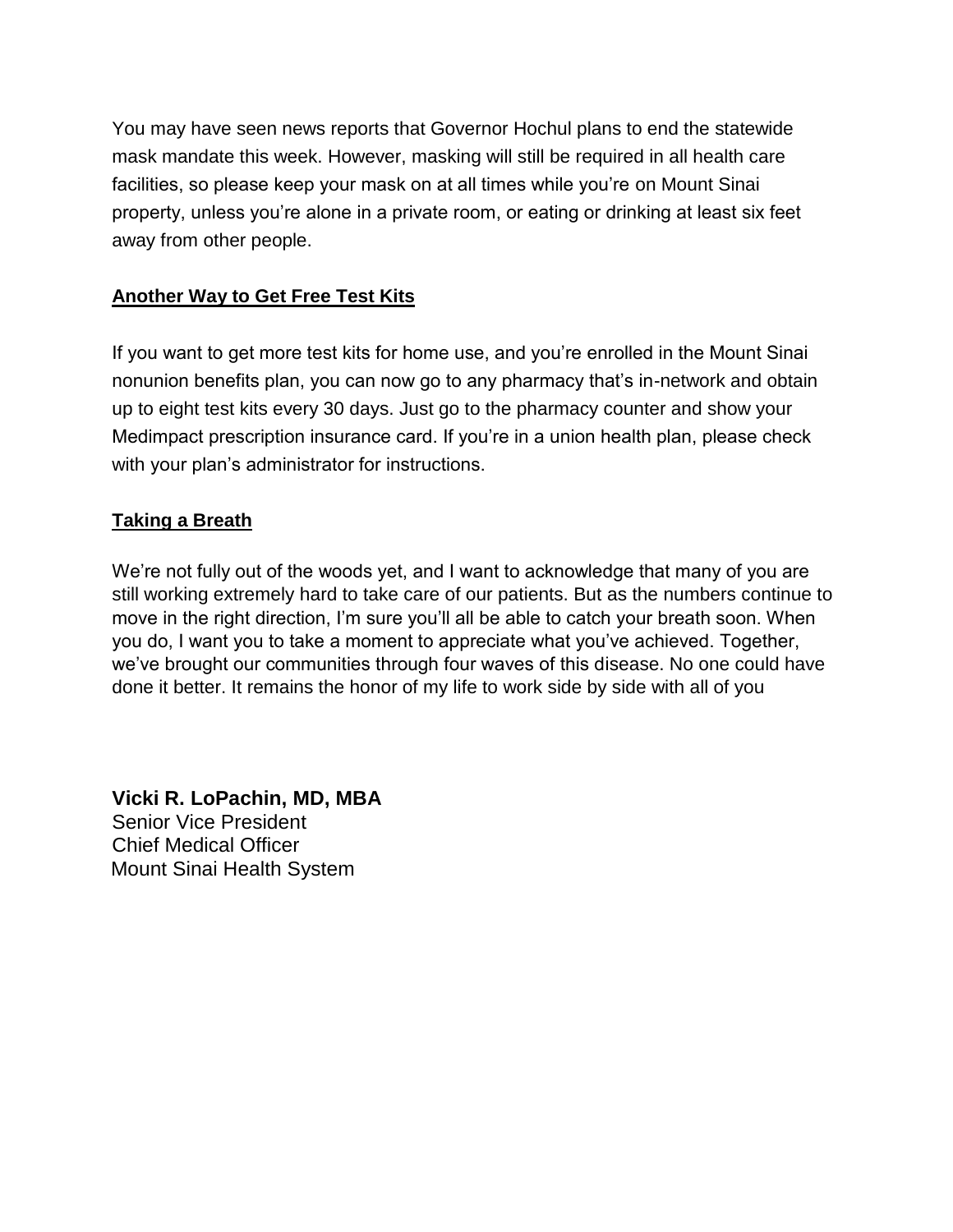You may have seen news reports that Governor Hochul plans to end the statewide mask mandate this week. However, masking will still be required in all health care facilities, so please keep your mask on at all times while you're on Mount Sinai property, unless you're alone in a private room, or eating or drinking at least six feet away from other people.

## Another Way to Get Free Test Kits

If you want to get more test kits for home use, and you're enrolled in the Mount Sinai nonunion benefits plan, you can now go to any pharmacy that's in-network and obtain up to eight test kits every 30 days. Just go to the pharmacy counter and show your Medimpact prescription insurance card. If you're in a union health plan, please check with your plan's administrator for instructions.

## Taking a Breath

We're not fully out of the woods yet, and I want to acknowledge that many of you are still working extremely hard to take care of our patients. But as the numbers continue to move in the right direction, I'm sure you'll all be able to catch your breath soon. When you do, I want you to take a moment to appreciate what you've achieved. Together, we've brought our communities through four waves of this disease. No one could have done it better. It remains the honor of my life to work side by side with all of you

**Vicki R. LoPachin, MD, MBA**
Senior Vice President
Chief Medical Officer
Mount Sinai Health System